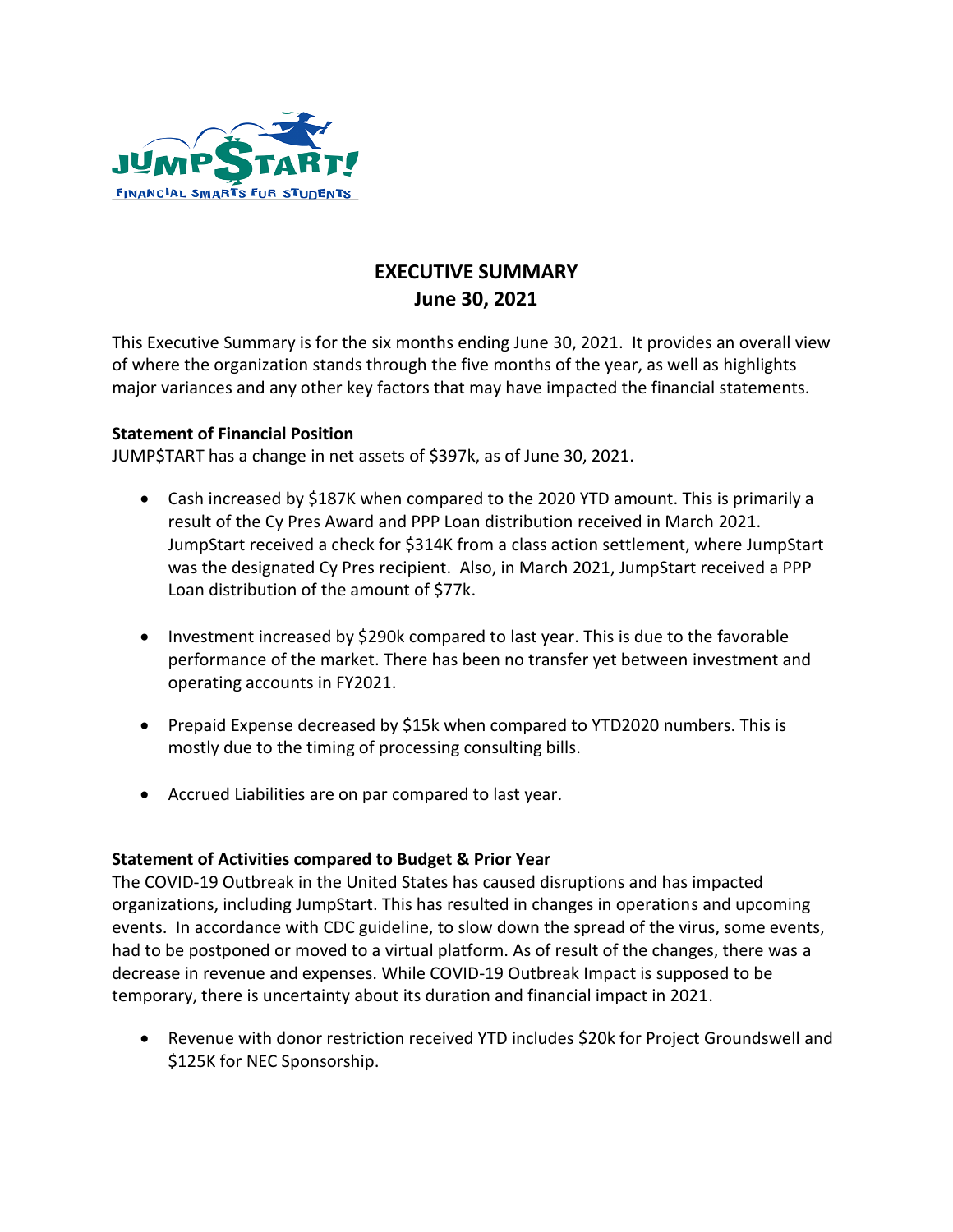# EXECUTIVE SUMMARY
## June 30, 2021

This Executive Summary is for the six months ending June 30, 2021. It provides an overall view of where the organization stands through the five months of the year, as well as highlights major variances and any other key factors that may have impacted the financial statements.

**Statement of Financial Position**

JUMP$TART has a change in net assets of $397k, as of June 30, 2021.

- Cash increased by $187K when compared to the 2020 YTD amount. This is primarily a result of the Cy Pres Award and PPP Loan distribution received in March 2021. JumpStart received a check for $314K from a class action settlement, where JumpStart was the designated Cy Pres recipient. Also, in March 2021, JumpStart received a PPP Loan distribution of the amount of $77k.
- Investment increased by $290k compared to last year. This is due to the favorable performance of the market. There has been no transfer yet between investment and operating accounts in FY2021.
- Prepaid Expense decreased by $15k when compared to YTD2020 numbers. This is mostly due to the timing of processing consulting bills.
- Accrued Liabilities are on par compared to last year.

**Statement of Activities compared to Budget & Prior Year**

The COVID-19 Outbreak in the United States has caused disruptions and has impacted organizations, including JumpStart. This has resulted in changes in operations and upcoming events. In accordance with CDC guideline, to slow down the spread of the virus, some events, had to be postponed or moved to a virtual platform. As of result of the changes, there was a decrease in revenue and expenses. While COVID-19 Outbreak Impact is supposed to be temporary, there is uncertainty about its duration and financial impact in 2021.

- Revenue with donor restriction received YTD includes $20k for Project Groundswell and $125K for NEC Sponsorship.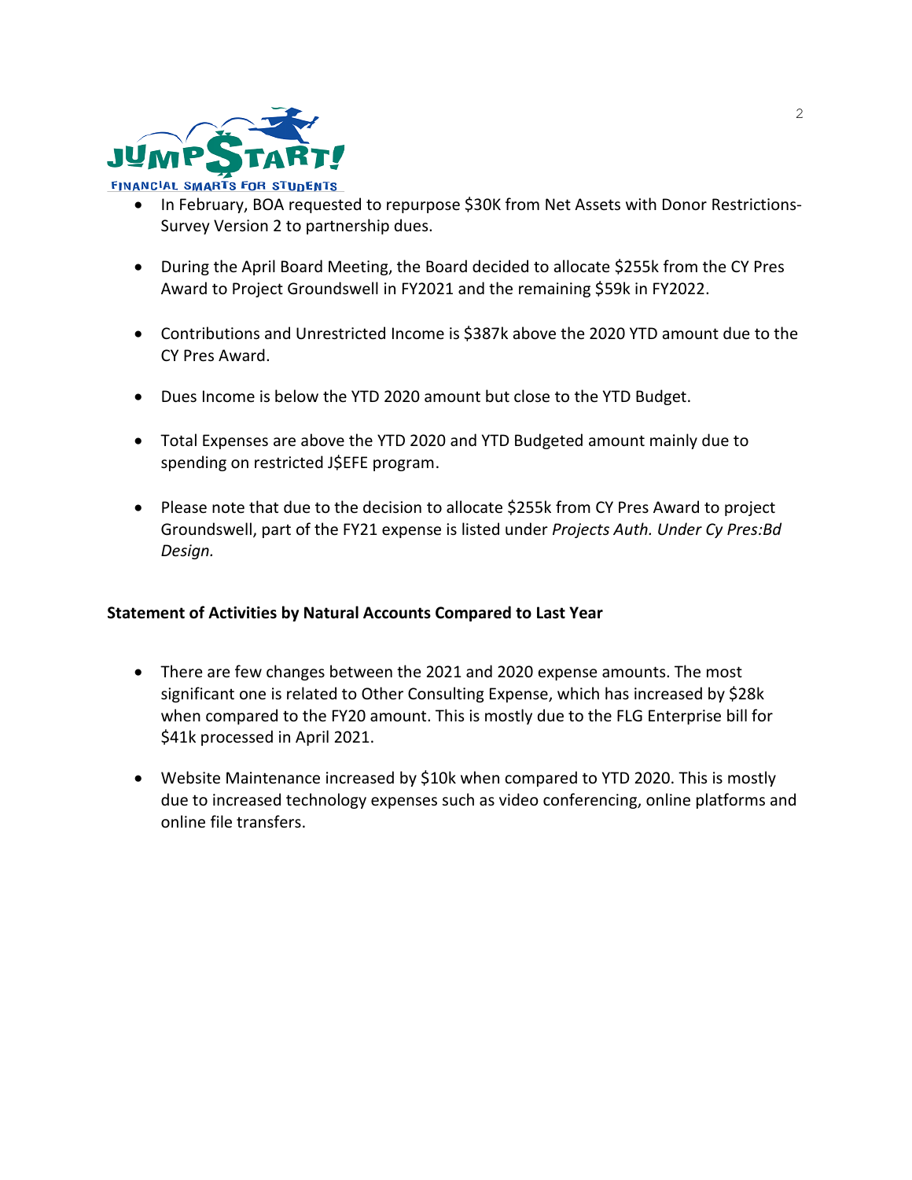- In February, BOA requested to repurpose $30K from Net Assets with Donor Restrictions-Survey Version 2 to partnership dues.

- During the April Board Meeting, the Board decided to allocate $255k from the CY Pres Award to Project Groundswell in FY2021 and the remaining $59k in FY2022.

- Contributions and Unrestricted Income is $387k above the 2020 YTD amount due to the CY Pres Award.

- Dues Income is below the YTD 2020 amount but close to the YTD Budget.

- Total Expenses are above the YTD 2020 and YTD Budgeted amount mainly due to spending on restricted J$EFE program.

- Please note that due to the decision to allocate $255k from CY Pres Award to project Groundswell, part of the FY21 expense is listed under *Projects Auth. Under Cy Pres:Bd Design.*

**Statement of Activities by Natural Accounts Compared to Last Year**

- There are few changes between the 2021 and 2020 expense amounts. The most significant one is related to Other Consulting Expense, which has increased by $28k when compared to the FY20 amount. This is mostly due to the FLG Enterprise bill for $41k processed in April 2021.

- Website Maintenance increased by $10k when compared to YTD 2020. This is mostly due to increased technology expenses such as video conferencing, online platforms and online file transfers.